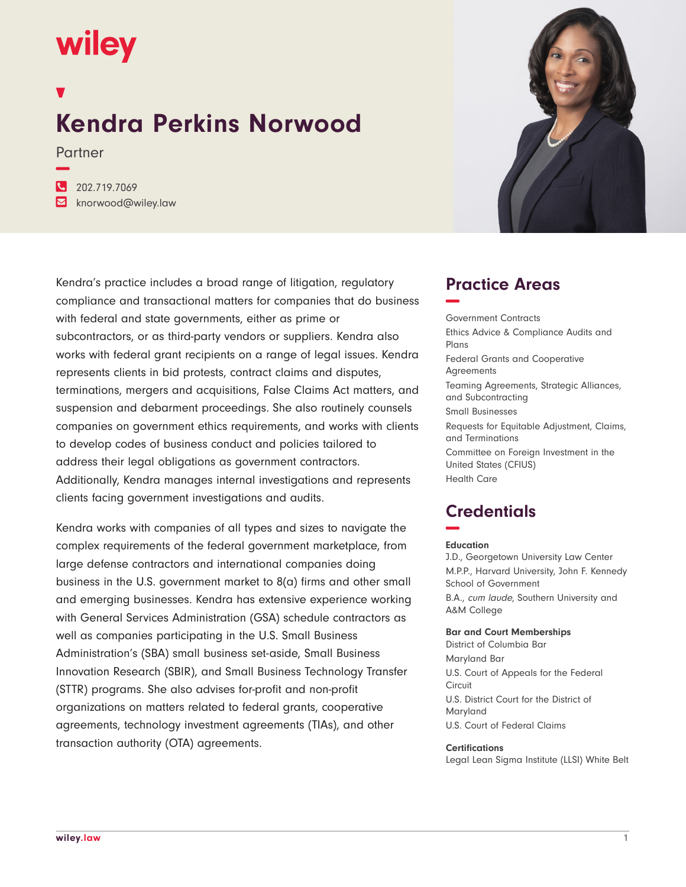# Kendra Perkins Norwood

Partner

202.719.7069
knorwood@wiley.law

Kendra's practice includes a broad range of litigation, regulatory compliance and transactional matters for companies that do business with federal and state governments, either as prime or subcontractors, or as third-party vendors or suppliers. Kendra also works with federal grant recipients on a range of legal issues. Kendra represents clients in bid protests, contract claims and disputes, terminations, mergers and acquisitions, False Claims Act matters, and suspension and debarment proceedings. She also routinely counsels companies on government ethics requirements, and works with clients to develop codes of business conduct and policies tailored to address their legal obligations as government contractors. Additionally, Kendra manages internal investigations and represents clients facing government investigations and audits.

Kendra works with companies of all types and sizes to navigate the complex requirements of the federal government marketplace, from large defense contractors and international companies doing business in the U.S. government market to 8(a) firms and other small and emerging businesses. Kendra has extensive experience working with General Services Administration (GSA) schedule contractors as well as companies participating in the U.S. Small Business Administration's (SBA) small business set-aside, Small Business Innovation Research (SBIR), and Small Business Technology Transfer (STTR) programs. She also advises for-profit and non-profit organizations on matters related to federal grants, cooperative agreements, technology investment agreements (TIAs), and other transaction authority (OTA) agreements.

## Practice Areas

- Government Contracts
- Ethics Advice & Compliance Audits and Plans
- Federal Grants and Cooperative Agreements
- Teaming Agreements, Strategic Alliances, and Subcontracting
- Small Businesses
- Requests for Equitable Adjustment, Claims, and Terminations
- Committee on Foreign Investment in the United States (CFIUS)
- Health Care

## Credentials

### Education

J.D., Georgetown University Law Center
M.P.P., Harvard University, John F. Kennedy School of Government
B.A., *cum laude*, Southern University and A&M College

### Bar and Court Memberships

District of Columbia Bar
Maryland Bar
U.S. Court of Appeals for the Federal Circuit
U.S. District Court for the District of Maryland
U.S. Court of Federal Claims

### Certifications

Legal Lean Sigma Institute (LLSI) White Belt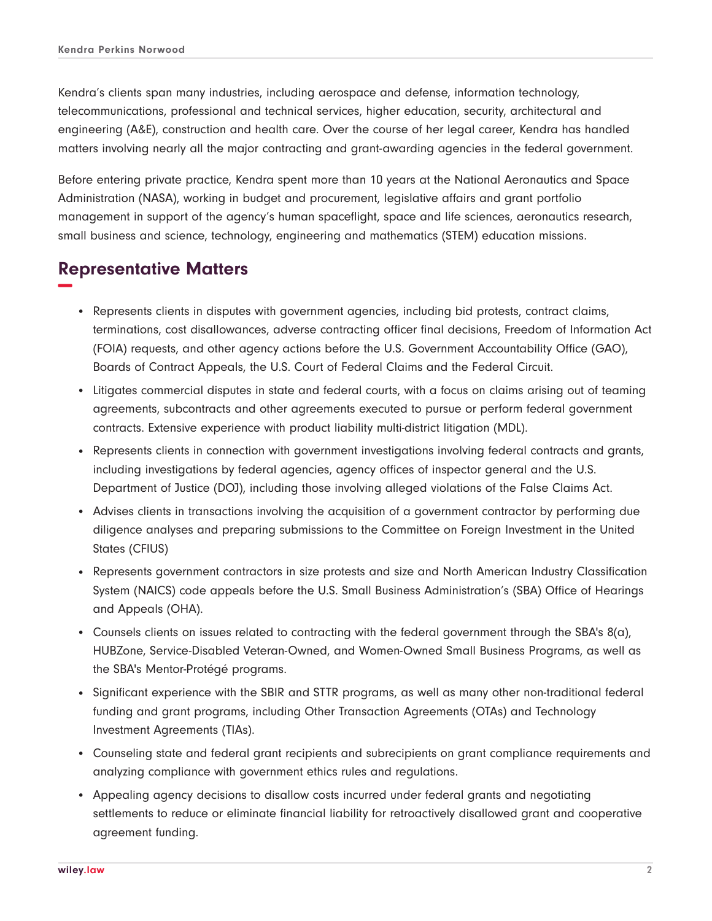Kendra's clients span many industries, including aerospace and defense, information technology, telecommunications, professional and technical services, higher education, security, architectural and engineering (A&E), construction and health care. Over the course of her legal career, Kendra has handled matters involving nearly all the major contracting and grant-awarding agencies in the federal government.

Before entering private practice, Kendra spent more than 10 years at the National Aeronautics and Space Administration (NASA), working in budget and procurement, legislative affairs and grant portfolio management in support of the agency's human spaceflight, space and life sciences, aeronautics research, small business and science, technology, engineering and mathematics (STEM) education missions.

## Representative Matters

- Represents clients in disputes with government agencies, including bid protests, contract claims, terminations, cost disallowances, adverse contracting officer final decisions, Freedom of Information Act (FOIA) requests, and other agency actions before the U.S. Government Accountability Office (GAO), Boards of Contract Appeals, the U.S. Court of Federal Claims and the Federal Circuit.
- Litigates commercial disputes in state and federal courts, with a focus on claims arising out of teaming agreements, subcontracts and other agreements executed to pursue or perform federal government contracts. Extensive experience with product liability multi-district litigation (MDL).
- Represents clients in connection with government investigations involving federal contracts and grants, including investigations by federal agencies, agency offices of inspector general and the U.S. Department of Justice (DOJ), including those involving alleged violations of the False Claims Act.
- Advises clients in transactions involving the acquisition of a government contractor by performing due diligence analyses and preparing submissions to the Committee on Foreign Investment in the United States (CFIUS)
- Represents government contractors in size protests and size and North American Industry Classification System (NAICS) code appeals before the U.S. Small Business Administration's (SBA) Office of Hearings and Appeals (OHA).
- Counsels clients on issues related to contracting with the federal government through the SBA's 8(a), HUBZone, Service-Disabled Veteran-Owned, and Women-Owned Small Business Programs, as well as the SBA's Mentor-Protégé programs.
- Significant experience with the SBIR and STTR programs, as well as many other non-traditional federal funding and grant programs, including Other Transaction Agreements (OTAs) and Technology Investment Agreements (TIAs).
- Counseling state and federal grant recipients and subrecipients on grant compliance requirements and analyzing compliance with government ethics rules and regulations.
- Appealing agency decisions to disallow costs incurred under federal grants and negotiating settlements to reduce or eliminate financial liability for retroactively disallowed grant and cooperative agreement funding.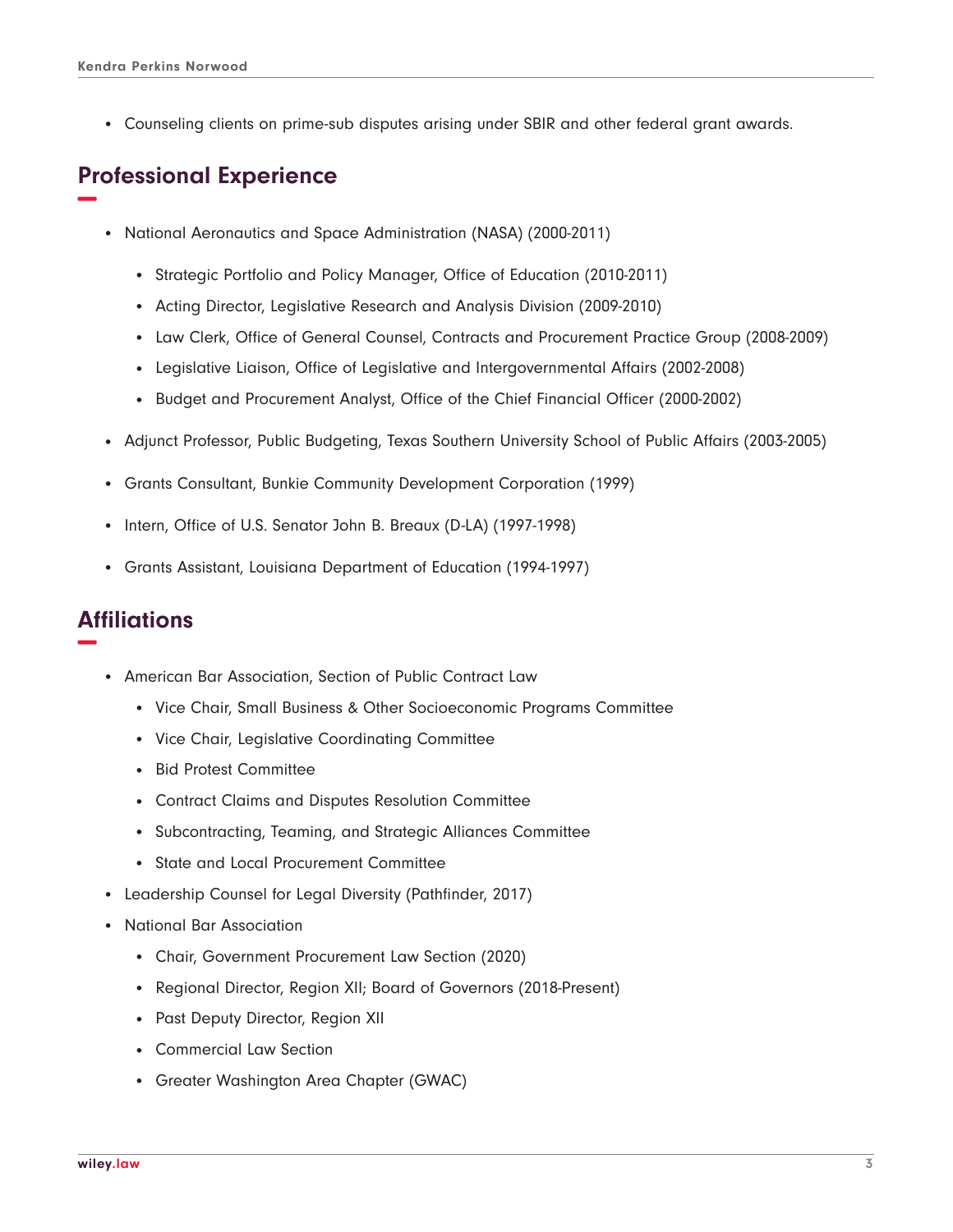- Counseling clients on prime-sub disputes arising under SBIR and other federal grant awards.

## Professional Experience

- National Aeronautics and Space Administration (NASA) (2000-2011)
  - Strategic Portfolio and Policy Manager, Office of Education (2010-2011)
  - Acting Director, Legislative Research and Analysis Division (2009-2010)
  - Law Clerk, Office of General Counsel, Contracts and Procurement Practice Group (2008-2009)
  - Legislative Liaison, Office of Legislative and Intergovernmental Affairs (2002-2008)
  - Budget and Procurement Analyst, Office of the Chief Financial Officer (2000-2002)
- Adjunct Professor, Public Budgeting, Texas Southern University School of Public Affairs (2003-2005)
- Grants Consultant, Bunkie Community Development Corporation (1999)
- Intern, Office of U.S. Senator John B. Breaux (D-LA) (1997-1998)
- Grants Assistant, Louisiana Department of Education (1994-1997)

## Affiliations

- American Bar Association, Section of Public Contract Law
  - Vice Chair, Small Business & Other Socioeconomic Programs Committee
  - Vice Chair, Legislative Coordinating Committee
  - Bid Protest Committee
  - Contract Claims and Disputes Resolution Committee
  - Subcontracting, Teaming, and Strategic Alliances Committee
  - State and Local Procurement Committee
- Leadership Counsel for Legal Diversity (Pathfinder, 2017)
- National Bar Association
  - Chair, Government Procurement Law Section (2020)
  - Regional Director, Region XII; Board of Governors (2018-Present)
  - Past Deputy Director, Region XII
  - Commercial Law Section
  - Greater Washington Area Chapter (GWAC)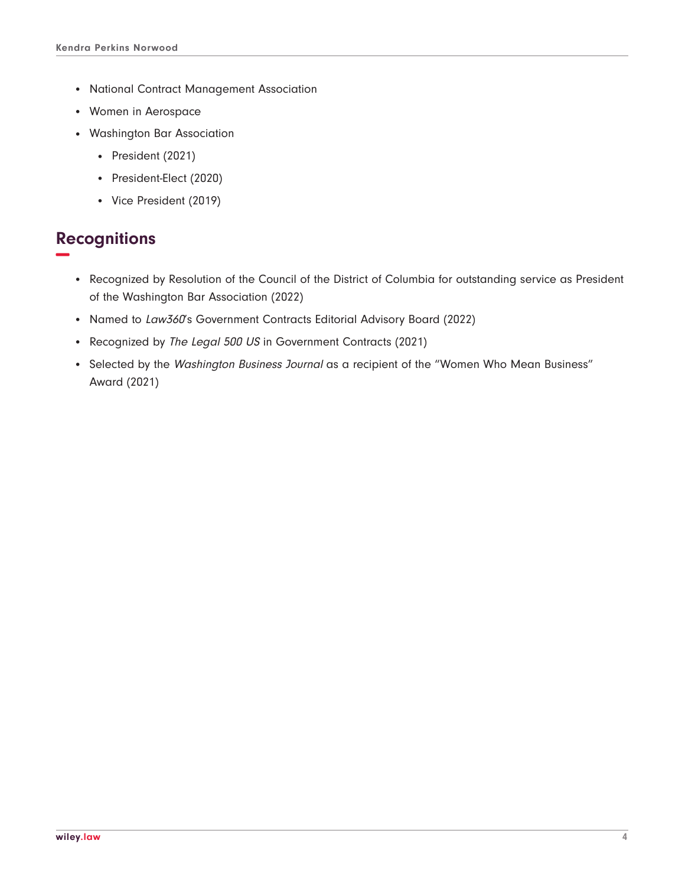- National Contract Management Association
- Women in Aerospace
- Washington Bar Association
  - President (2021)
  - President-Elect (2020)
  - Vice President (2019)

## Recognitions

- Recognized by Resolution of the Council of the District of Columbia for outstanding service as President of the Washington Bar Association (2022)
- Named to *Law360*'s Government Contracts Editorial Advisory Board (2022)
- Recognized by *The Legal 500 US* in Government Contracts (2021)
- Selected by the *Washington Business Journal* as a recipient of the "Women Who Mean Business" Award (2021)